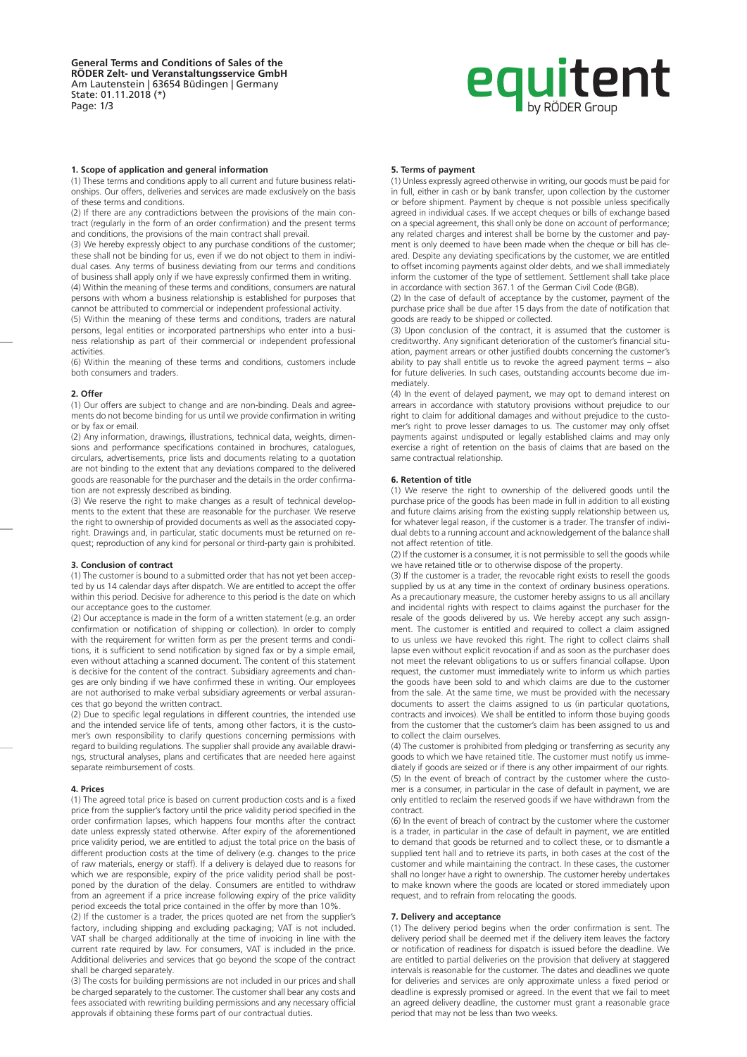**General Terms and Conditions of Sales of the RÖDER Zelt- und Veranstaltungsservice GmbH**
Am Lautenstein | 63654 Büdingen | Germany
State: 01.11.2018 (*)

### 1. Scope of application and general information

(1) These terms and conditions apply to all current and future business relationships. Our offers, deliveries and services are made exclusively on the basis of these terms and conditions.

(2) If there are any contradictions between the provisions of the main contract (regularly in the form of an order confirmation) and the present terms and conditions, the provisions of the main contract shall prevail.

(3) We hereby expressly object to any purchase conditions of the customer; these shall not be binding for us, even if we do not object to them in individual cases. Any terms of business deviating from our terms and conditions of business shall apply only if we have expressly confirmed them in writing.

(4) Within the meaning of these terms and conditions, consumers are natural persons with whom a business relationship is established for purposes that cannot be attributed to commercial or independent professional activity.

(5) Within the meaning of these terms and conditions, traders are natural persons, legal entities or incorporated partnerships who enter into a business relationship as part of their commercial or independent professional activities.

(6) Within the meaning of these terms and conditions, customers include both consumers and traders.

### 2. Offer

(1) Our offers are subject to change and are non-binding. Deals and agreements do not become binding for us until we provide confirmation in writing or by fax or email.

(2) Any information, drawings, illustrations, technical data, weights, dimensions and performance specifications contained in brochures, catalogues, circulars, advertisements, price lists and documents relating to a quotation are not binding to the extent that any deviations compared to the delivered goods are reasonable for the purchaser and the details in the order confirmation are not expressly described as binding.

(3) We reserve the right to make changes as a result of technical developments to the extent that these are reasonable for the purchaser. We reserve the right to ownership of provided documents as well as the associated copyright. Drawings and, in particular, static documents must be returned on request; reproduction of any kind for personal or third-party gain is prohibited.

### 3. Conclusion of contract

(1) The customer is bound to a submitted order that has not yet been accepted by us 14 calendar days after dispatch. We are entitled to accept the offer within this period. Decisive for adherence to this period is the date on which our acceptance goes to the customer.

(2) Our acceptance is made in the form of a written statement (e.g. an order confirmation or notification of shipping or collection). In order to comply with the requirement for written form as per the present terms and conditions, it is sufficient to send notification by signed fax or by a simple email, even without attaching a scanned document. The content of this statement is decisive for the content of the contract. Subsidiary agreements and changes are only binding if we have confirmed these in writing. Our employees are not authorised to make verbal subsidiary agreements or verbal assurances that go beyond the written contract.

(2) Due to specific legal regulations in different countries, the intended use and the intended service life of tents, among other factors, it is the customer's own responsibility to clarify questions concerning permissions with regard to building regulations. The supplier shall provide any available drawings, structural analyses, plans and certificates that are needed here against separate reimbursement of costs.

### 4. Prices

(1) The agreed total price is based on current production costs and is a fixed price from the supplier's factory until the price validity period specified in the order confirmation lapses, which happens four months after the contract date unless expressly stated otherwise. After expiry of the aforementioned price validity period, we are entitled to adjust the total price on the basis of different production costs at the time of delivery (e.g. changes to the price of raw materials, energy or staff). If a delivery is delayed due to reasons for which we are responsible, expiry of the price validity period shall be postponed by the duration of the delay. Consumers are entitled to withdraw from an agreement if a price increase following expiry of the price validity period exceeds the total price contained in the offer by more than 10%.

(2) If the customer is a trader, the prices quoted are net from the supplier's factory, including shipping and excluding packaging; VAT is not included. VAT shall be charged additionally at the time of invoicing in line with the current rate required by law. For consumers, VAT is included in the price. Additional deliveries and services that go beyond the scope of the contract shall be charged separately.

(3) The costs for building permissions are not included in our prices and shall be charged separately to the customer. The customer shall bear any costs and fees associated with rewriting building permissions and any necessary official approvals if obtaining these forms part of our contractual duties.

### 5. Terms of payment

(1) Unless expressly agreed otherwise in writing, our goods must be paid for in full, either in cash or by bank transfer, upon collection by the customer or before shipment. Payment by cheque is not possible unless specifically agreed in individual cases. If we accept cheques or bills of exchange based on a special agreement, this shall only be done on account of performance; any related charges and interest shall be borne by the customer and payment is only deemed to have been made when the cheque or bill has cleared. Despite any deviating specifications by the customer, we are entitled to offset incoming payments against older debts, and we shall immediately inform the customer of the type of settlement. Settlement shall take place in accordance with section 367.1 of the German Civil Code (BGB).

(2) In the case of default of acceptance by the customer, payment of the purchase price shall be due after 15 days from the date of notification that goods are ready to be shipped or collected.

(3) Upon conclusion of the contract, it is assumed that the customer is creditworthy. Any significant deterioration of the customer's financial situation, payment arrears or other justified doubts concerning the customer's ability to pay shall entitle us to revoke the agreed payment terms – also for future deliveries. In such cases, outstanding accounts become due immediately.

(4) In the event of delayed payment, we may opt to demand interest on arrears in accordance with statutory provisions without prejudice to our right to claim for additional damages and without prejudice to the customer's right to prove lesser damages to us. The customer may only offset payments against undisputed or legally established claims and may only exercise a right of retention on the basis of claims that are based on the same contractual relationship.

### 6. Retention of title

(1) We reserve the right to ownership of the delivered goods until the purchase price of the goods has been made in full in addition to all existing and future claims arising from the existing supply relationship between us, for whatever legal reason, if the customer is a trader. The transfer of individual debts to a running account and acknowledgement of the balance shall not affect retention of title.

(2) If the customer is a consumer, it is not permissible to sell the goods while we have retained title or to otherwise dispose of the property.

(3) If the customer is a trader, the revocable right exists to resell the goods supplied by us at any time in the context of ordinary business operations. As a precautionary measure, the customer hereby assigns to us all ancillary and incidental rights with respect to claims against the purchaser for the resale of the goods delivered by us. We hereby accept any such assignment. The customer is entitled and required to collect a claim assigned to us unless we have revoked this right. The right to collect claims shall lapse even without explicit revocation if and as soon as the purchaser does not meet the relevant obligations to us or suffers financial collapse. Upon request, the customer must immediately write to inform us which parties the goods have been sold to and which claims are due to the customer from the sale. At the same time, we must be provided with the necessary documents to assert the claims assigned to us (in particular quotations, contracts and invoices). We shall be entitled to inform those buying goods from the customer that the customer's claim has been assigned to us and to collect the claim ourselves.

(4) The customer is prohibited from pledging or transferring as security any goods to which we have retained title. The customer must notify us immediately if goods are seized or if there is any other impairment of our rights.

(5) In the event of breach of contract by the customer where the customer is a consumer, in particular in the case of default in payment, we are only entitled to reclaim the reserved goods if we have withdrawn from the contract.

(6) In the event of breach of contract by the customer where the customer is a trader, in particular in the case of default in payment, we are entitled to demand that goods be returned and to collect these, or to dismantle a supplied tent hall and to retrieve its parts, in both cases at the cost of the customer and while maintaining the contract. In these cases, the customer shall no longer have a right to ownership. The customer hereby undertakes to make known where the goods are located or stored immediately upon request, and to refrain from relocating the goods.

### 7. Delivery and acceptance

(1) The delivery period begins when the order confirmation is sent. The delivery period shall be deemed met if the delivery item leaves the factory or notification of readiness for dispatch is issued before the deadline. We are entitled to partial deliveries on the provision that delivery at staggered intervals is reasonable for the customer. The dates and deadlines we quote for deliveries and services are only approximate unless a fixed period or deadline is expressly promised or agreed. In the event that we fail to meet an agreed delivery deadline, the customer must grant a reasonable grace period that may not be less than two weeks.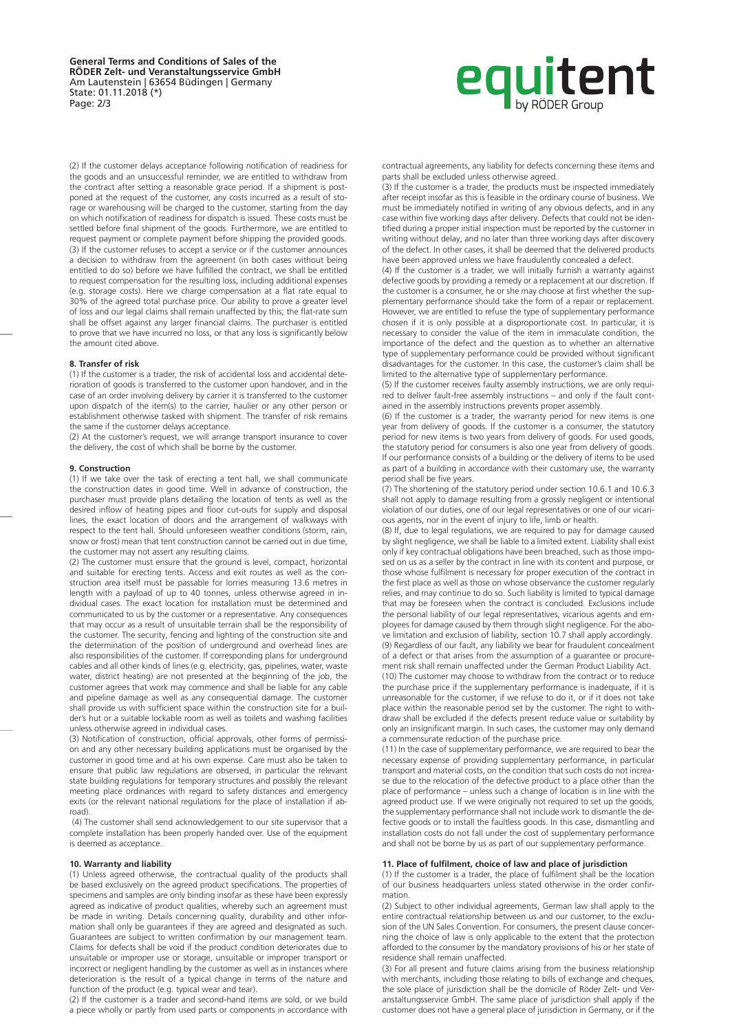(2) If the customer delays acceptance following notification of readiness for the goods and an unsuccessful reminder, we are entitled to withdraw from the contract after setting a reasonable grace period. If a shipment is postponed at the request of the customer, any costs incurred as a result of storage or warehousing will be charged to the customer, starting from the day on which notification of readiness for dispatch is issued. These costs must be settled before final shipment of the goods. Furthermore, we are entitled to request payment or complete payment before shipping the provided goods.
(3) If the customer refuses to accept a service or if the customer announces a decision to withdraw from the agreement (in both cases without being entitled to do so) before we have fulfilled the contract, we shall be entitled to request compensation for the resulting loss, including additional expenses (e.g. storage costs). Here we charge compensation at a flat rate equal to 30% of the agreed total purchase price. Our ability to prove a greater level of loss and our legal claims shall remain unaffected by this; the flat-rate sum shall be offset against any larger financial claims. The purchaser is entitled to prove that we have incurred no loss, or that any loss is significantly below the amount cited above.

**8. Transfer of risk**

(1) If the customer is a trader, the risk of accidental loss and accidental deterioration of goods is transferred to the customer upon handover, and in the case of an order involving delivery by carrier it is transferred to the customer upon dispatch of the item(s) to the carrier, haulier or any other person or establishment otherwise tasked with shipment. The transfer of risk remains the same if the customer delays acceptance.
(2) At the customer's request, we will arrange transport insurance to cover the delivery, the cost of which shall be borne by the customer.

**9. Construction**

(1) If we take over the task of erecting a tent hall, we shall communicate the construction dates in good time. Well in advance of construction, the purchaser must provide plans detailing the location of tents as well as the desired inflow of heating pipes and floor cut-outs for supply and disposal lines, the exact location of doors and the arrangement of walkways with respect to the tent hall. Should unforeseen weather conditions (storm, rain, snow or frost) mean that tent construction cannot be carried out in due time, the customer may not assert any resulting claims.
(2) The customer must ensure that the ground is level, compact, horizontal and suitable for erecting tents. Access and exit routes as well as the construction area itself must be passable for lorries measuring 13.6 metres in length with a payload of up to 40 tonnes, unless otherwise agreed in individual cases. The exact location for installation must be determined and communicated to us by the customer or a representative. Any consequences that may occur as a result of unsuitable terrain shall be the responsibility of the customer. The security, fencing and lighting of the construction site and the determination of the position of underground and overhead lines are also responsibilities of the customer. If corresponding plans for underground cables and all other kinds of lines (e.g. electricity, gas, pipelines, water, waste water, district heating) are not presented at the beginning of the job, the customer agrees that work may commence and shall be liable for any cable and pipeline damage as well as any consequential damage. The customer shall provide us with sufficient space within the construction site for a builder's hut or a suitable lockable room as well as toilets and washing facilities unless otherwise agreed in individual cases.
(3) Notification of construction, official approvals, other forms of permission and any other necessary building applications must be organised by the customer in good time and at his own expense. Care must also be taken to ensure that public law regulations are observed, in particular the relevant state building regulations for temporary structures and possibly the relevant meeting place ordinances with regard to safety distances and emergency exits (or the relevant national regulations for the place of installation if abroad).
(4) The customer shall send acknowledgement to our site supervisor that a complete installation has been properly handed over. Use of the equipment is deemed as acceptance.

**10. Warranty and liability**

(1) Unless agreed otherwise, the contractual quality of the products shall be based exclusively on the agreed product specifications. The properties of specimens and samples are only binding insofar as these have been expressly agreed as indicative of product qualities, whereby such an agreement must be made in writing. Details concerning quality, durability and other information shall only be guarantees if they are agreed and designated as such. Guarantees are subject to written confirmation by our management team. Claims for defects shall be void if the product condition deteriorates due to unsuitable or improper use or storage, unsuitable or improper transport or incorrect or negligent handling by the customer as well as in instances where deterioration is the result of a typical change in terms of the nature and function of the product (e.g. typical wear and tear).
(2) If the customer is a trader and second-hand items are sold, or we build a piece wholly or partly from used parts or components in accordance with contractual agreements, any liability for defects concerning these items and parts shall be excluded unless otherwise agreed.
(3) If the customer is a trader, the products must be inspected immediately after receipt insofar as this is feasible in the ordinary course of business. We must be immediately notified in writing of any obvious defects, and in any case within five working days after delivery. Defects that could not be identified during a proper initial inspection must be reported by the customer in writing without delay, and no later than three working days after discovery of the defect. In other cases, it shall be deemed that the delivered products have been approved unless we have fraudulently concealed a defect.
(4) If the customer is a trader, we will initially furnish a warranty against defective goods by providing a remedy or a replacement at our discretion. If the customer is a consumer, he or she may choose at first whether the supplementary performance should take the form of a repair or replacement. However, we are entitled to refuse the type of supplementary performance chosen if it is only possible at a disproportionate cost. In particular, it is necessary to consider the value of the item in immaculate condition, the importance of the defect and the question as to whether an alternative type of supplementary performance could be provided without significant disadvantages for the customer. In this case, the customer's claim shall be limited to the alternative type of supplementary performance.
(5) If the customer receives faulty assembly instructions, we are only required to deliver fault-free assembly instructions – and only if the fault contained in the assembly instructions prevents proper assembly.
(6) If the customer is a trader, the warranty period for new items is one year from delivery of goods. If the customer is a consumer, the statutory period for new items is two years from delivery of goods. For used goods, the statutory period for consumers is also one year from delivery of goods. If our performance consists of a building or the delivery of items to be used as part of a building in accordance with their customary use, the warranty period shall be five years.
(7) The shortening of the statutory period under section 10.6.1 and 10.6.3 shall not apply to damage resulting from a grossly negligent or intentional violation of our duties, one of our legal representatives or one of our vicarious agents, nor in the event of injury to life, limb or health.
(8) If, due to legal regulations, we are required to pay for damage caused by slight negligence, we shall be liable to a limited extent. Liability shall exist only if key contractual obligations have been breached, such as those imposed on us as a seller by the contract in line with its content and purpose, or those whose fulfilment is necessary for proper execution of the contract in the first place as well as those on whose observance the customer regularly relies, and may continue to do so. Such liability is limited to typical damage that may be foreseen when the contract is concluded. Exclusions include the personal liability of our legal representatives, vicarious agents and employees for damage caused by them through slight negligence. For the above limitation and exclusion of liability, section 10.7 shall apply accordingly.
(9) Regardless of our fault, any liability we bear for fraudulent concealment of a defect or that arises from the assumption of a guarantee or procurement risk shall remain unaffected under the German Product Liability Act.
(10) The customer may choose to withdraw from the contract or to reduce the purchase price if the supplementary performance is inadequate, if it is unreasonable for the customer, if we refuse to do it, or if it does not take place within the reasonable period set by the customer. The right to withdraw shall be excluded if the defects present reduce value or suitability by only an insignificant margin. In such cases, the customer may only demand a commensurate reduction of the purchase price.
(11) In the case of supplementary performance, we are required to bear the necessary expense of providing supplementary performance, in particular transport and material costs, on the condition that such costs do not increase due to the relocation of the defective product to a place other than the place of performance – unless such a change of location is in line with the agreed product use. If we were originally not required to set up the goods, the supplementary performance shall not include work to dismantle the defective goods or to install the faultless goods. In this case, dismantling and installation costs do not fall under the cost of supplementary performance and shall not be borne by us as part of our supplementary performance.

**11. Place of fulfilment, choice of law and place of jurisdiction**

(1) If the customer is a trader, the place of fulfilment shall be the location of our business headquarters unless stated otherwise in the order confirmation.
(2) Subject to other individual agreements, German law shall apply to the entire contractual relationship between us and our customer, to the exclusion of the UN Sales Convention. For consumers, the present clause concerning the choice of law is only applicable to the extent that the protection afforded to the consumer by the mandatory provisions of his or her state of residence shall remain unaffected.
(3) For all present and future claims arising from the business relationship with merchants, including those relating to bills of exchange and cheques, the sole place of jurisdiction shall be the domicile of Röder Zelt- und Veranstaltungsservice GmbH. The same place of jurisdiction shall apply if the customer does not have a general place of jurisdiction in Germany, or if the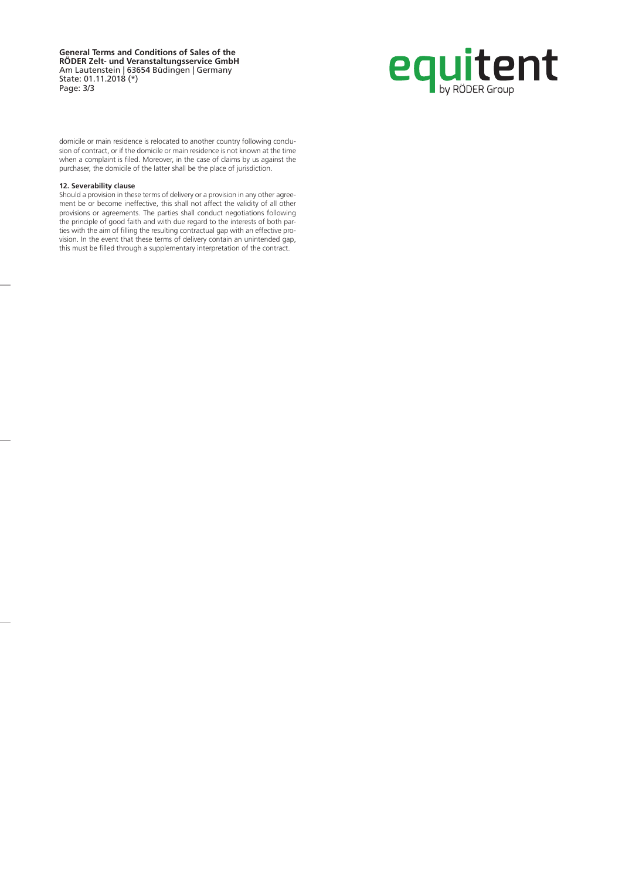domicile or main residence is relocated to another country following conclusion of contract, or if the domicile or main residence is not known at the time when a complaint is filed. Moreover, in the case of claims by us against the purchaser, the domicile of the latter shall be the place of jurisdiction.

**12. Severability clause**

Should a provision in these terms of delivery or a provision in any other agreement be or become ineffective, this shall not affect the validity of all other provisions or agreements. The parties shall conduct negotiations following the principle of good faith and with due regard to the interests of both parties with the aim of filling the resulting contractual gap with an effective provision. In the event that these terms of delivery contain an unintended gap, this must be filled through a supplementary interpretation of the contract.